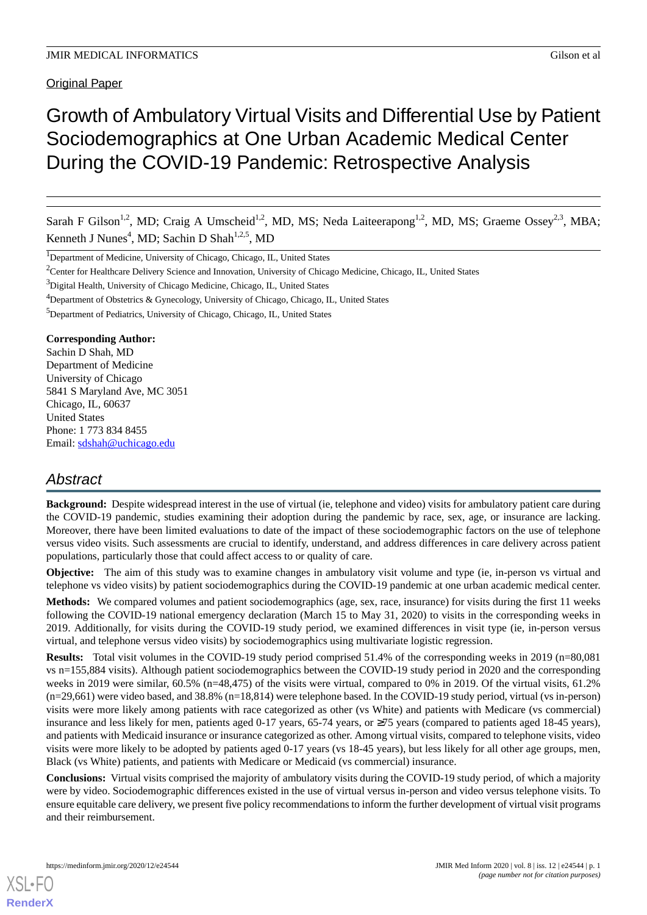Original Paper

# Growth of Ambulatory Virtual Visits and Differential Use by Patient Sociodemographics at One Urban Academic Medical Center During the COVID-19 Pandemic: Retrospective Analysis

Sarah F Gilson[1,2], MD; Craig A Umscheid[1,2], MD, MS; Neda Laiteerapong[1,2], MD, MS; Graeme Ossey[2,3], MBA; Kenneth J Nunes[4], MD; Sachin D Shah[1,2,5], MD

[1]Department of Medicine, University of Chicago, Chicago, IL, United States

[2]Center for Healthcare Delivery Science and Innovation, University of Chicago Medicine, Chicago, IL, United States

[3]Digital Health, University of Chicago Medicine, Chicago, IL, United States

[4]Department of Obstetrics & Gynecology, University of Chicago, Chicago, IL, United States

[5]Department of Pediatrics, University of Chicago, Chicago, IL, United States

**Corresponding Author:**
Sachin D Shah, MD
Department of Medicine
University of Chicago
5841 S Maryland Ave, MC 3051
Chicago, IL, 60637
United States
Phone: 1 773 834 8455
Email: sdshah@uchicago.edu

## Abstract

**Background:** Despite widespread interest in the use of virtual (ie, telephone and video) visits for ambulatory patient care during the COVID-19 pandemic, studies examining their adoption during the pandemic by race, sex, age, or insurance are lacking. Moreover, there have been limited evaluations to date of the impact of these sociodemographic factors on the use of telephone versus video visits. Such assessments are crucial to identify, understand, and address differences in care delivery across patient populations, particularly those that could affect access to or quality of care.

**Objective:** The aim of this study was to examine changes in ambulatory visit volume and type (ie, in-person vs virtual and telephone vs video visits) by patient sociodemographics during the COVID-19 pandemic at one urban academic medical center.

**Methods:** We compared volumes and patient sociodemographics (age, sex, race, insurance) for visits during the first 11 weeks following the COVID-19 national emergency declaration (March 15 to May 31, 2020) to visits in the corresponding weeks in 2019. Additionally, for visits during the COVID-19 study period, we examined differences in visit type (ie, in-person versus virtual, and telephone versus video visits) by sociodemographics using multivariate logistic regression.

**Results:** Total visit volumes in the COVID-19 study period comprised 51.4% of the corresponding weeks in 2019 (n=80,081 vs n=155,884 visits). Although patient sociodemographics between the COVID-19 study period in 2020 and the corresponding weeks in 2019 were similar, 60.5% (n=48,475) of the visits were virtual, compared to 0% in 2019. Of the virtual visits, 61.2% (n=29,661) were video based, and 38.8% (n=18,814) were telephone based. In the COVID-19 study period, virtual (vs in-person) visits were more likely among patients with race categorized as other (vs White) and patients with Medicare (vs commercial) insurance and less likely for men, patients aged 0-17 years, 65-74 years, or ≥75 years (compared to patients aged 18-45 years), and patients with Medicaid insurance or insurance categorized as other. Among virtual visits, compared to telephone visits, video visits were more likely to be adopted by patients aged 0-17 years (vs 18-45 years), but less likely for all other age groups, men, Black (vs White) patients, and patients with Medicare or Medicaid (vs commercial) insurance.

**Conclusions:** Virtual visits comprised the majority of ambulatory visits during the COVID-19 study period, of which a majority were by video. Sociodemographic differences existed in the use of virtual versus in-person and video versus telephone visits. To ensure equitable care delivery, we present five policy recommendations to inform the further development of virtual visit programs and their reimbursement.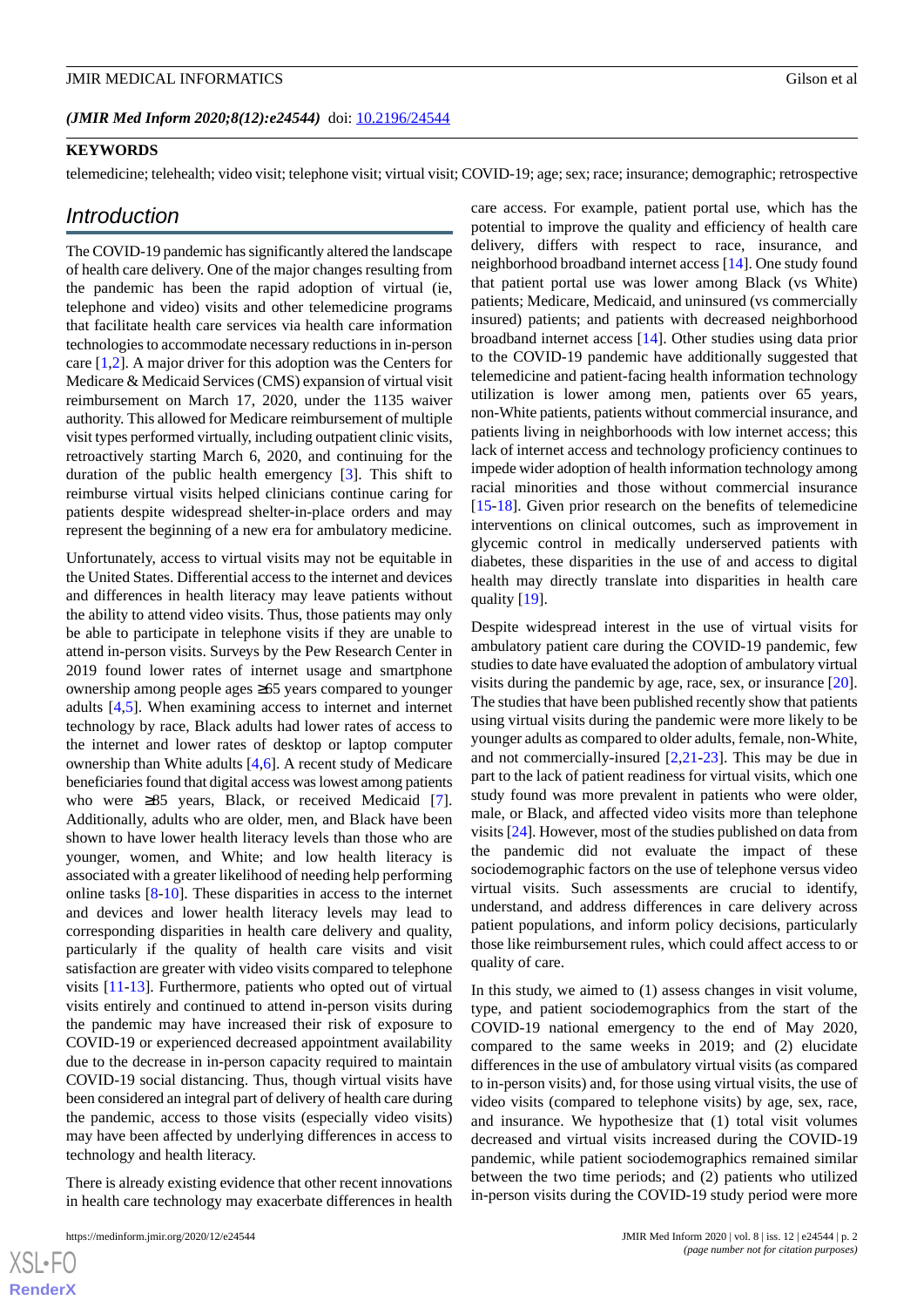(*JMIR Med Inform 2020;8(12):e24544*) doi: 10.2196/24544

**KEYWORDS**

telemedicine; telehealth; video visit; telephone visit; virtual visit; COVID-19; age; sex; race; insurance; demographic; retrospective

## Introduction

The COVID-19 pandemic has significantly altered the landscape of health care delivery. One of the major changes resulting from the pandemic has been the rapid adoption of virtual (ie, telephone and video) visits and other telemedicine programs that facilitate health care services via health care information technologies to accommodate necessary reductions in in-person care [1,2]. A major driver for this adoption was the Centers for Medicare & Medicaid Services (CMS) expansion of virtual visit reimbursement on March 17, 2020, under the 1135 waiver authority. This allowed for Medicare reimbursement of multiple visit types performed virtually, including outpatient clinic visits, retroactively starting March 6, 2020, and continuing for the duration of the public health emergency [3]. This shift to reimburse virtual visits helped clinicians continue caring for patients despite widespread shelter-in-place orders and may represent the beginning of a new era for ambulatory medicine.

Unfortunately, access to virtual visits may not be equitable in the United States. Differential access to the internet and devices and differences in health literacy may leave patients without the ability to attend video visits. Thus, those patients may only be able to participate in telephone visits if they are unable to attend in-person visits. Surveys by the Pew Research Center in 2019 found lower rates of internet usage and smartphone ownership among people ages ≥65 years compared to younger adults [4,5]. When examining access to internet and internet technology by race, Black adults had lower rates of access to the internet and lower rates of desktop or laptop computer ownership than White adults [4,6]. A recent study of Medicare beneficiaries found that digital access was lowest among patients who were ≥85 years, Black, or received Medicaid [7]. Additionally, adults who are older, men, and Black have been shown to have lower health literacy levels than those who are younger, women, and White; and low health literacy is associated with a greater likelihood of needing help performing online tasks [8-10]. These disparities in access to the internet and devices and lower health literacy levels may lead to corresponding disparities in health care delivery and quality, particularly if the quality of health care visits and visit satisfaction are greater with video visits compared to telephone visits [11-13]. Furthermore, patients who opted out of virtual visits entirely and continued to attend in-person visits during the pandemic may have increased their risk of exposure to COVID-19 or experienced decreased appointment availability due to the decrease in in-person capacity required to maintain COVID-19 social distancing. Thus, though virtual visits have been considered an integral part of delivery of health care during the pandemic, access to those visits (especially video visits) may have been affected by underlying differences in access to technology and health literacy.

There is already existing evidence that other recent innovations in health care technology may exacerbate differences in health care access. For example, patient portal use, which has the potential to improve the quality and efficiency of health care delivery, differs with respect to race, insurance, and neighborhood broadband internet access [14]. One study found that patient portal use was lower among Black (vs White) patients; Medicare, Medicaid, and uninsured (vs commercially insured) patients; and patients with decreased neighborhood broadband internet access [14]. Other studies using data prior to the COVID-19 pandemic have additionally suggested that telemedicine and patient-facing health information technology utilization is lower among men, patients over 65 years, non-White patients, patients without commercial insurance, and patients living in neighborhoods with low internet access; this lack of internet access and technology proficiency continues to impede wider adoption of health information technology among racial minorities and those without commercial insurance [15-18]. Given prior research on the benefits of telemedicine interventions on clinical outcomes, such as improvement in glycemic control in medically underserved patients with diabetes, these disparities in the use of and access to digital health may directly translate into disparities in health care quality [19].

Despite widespread interest in the use of virtual visits for ambulatory patient care during the COVID-19 pandemic, few studies to date have evaluated the adoption of ambulatory virtual visits during the pandemic by age, race, sex, or insurance [20]. The studies that have been published recently show that patients using virtual visits during the pandemic were more likely to be younger adults as compared to older adults, female, non-White, and not commercially-insured [2,21-23]. This may be due in part to the lack of patient readiness for virtual visits, which one study found was more prevalent in patients who were older, male, or Black, and affected video visits more than telephone visits [24]. However, most of the studies published on data from the pandemic did not evaluate the impact of these sociodemographic factors on the use of telephone versus video virtual visits. Such assessments are crucial to identify, understand, and address differences in care delivery across patient populations, and inform policy decisions, particularly those like reimbursement rules, which could affect access to or quality of care.

In this study, we aimed to (1) assess changes in visit volume, type, and patient sociodemographics from the start of the COVID-19 national emergency to the end of May 2020, compared to the same weeks in 2019; and (2) elucidate differences in the use of ambulatory virtual visits (as compared to in-person visits) and, for those using virtual visits, the use of video visits (compared to telephone visits) by age, sex, race, and insurance. We hypothesize that (1) total visit volumes decreased and virtual visits increased during the COVID-19 pandemic, while patient sociodemographics remained similar between the two time periods; and (2) patients who utilized in-person visits during the COVID-19 study period were more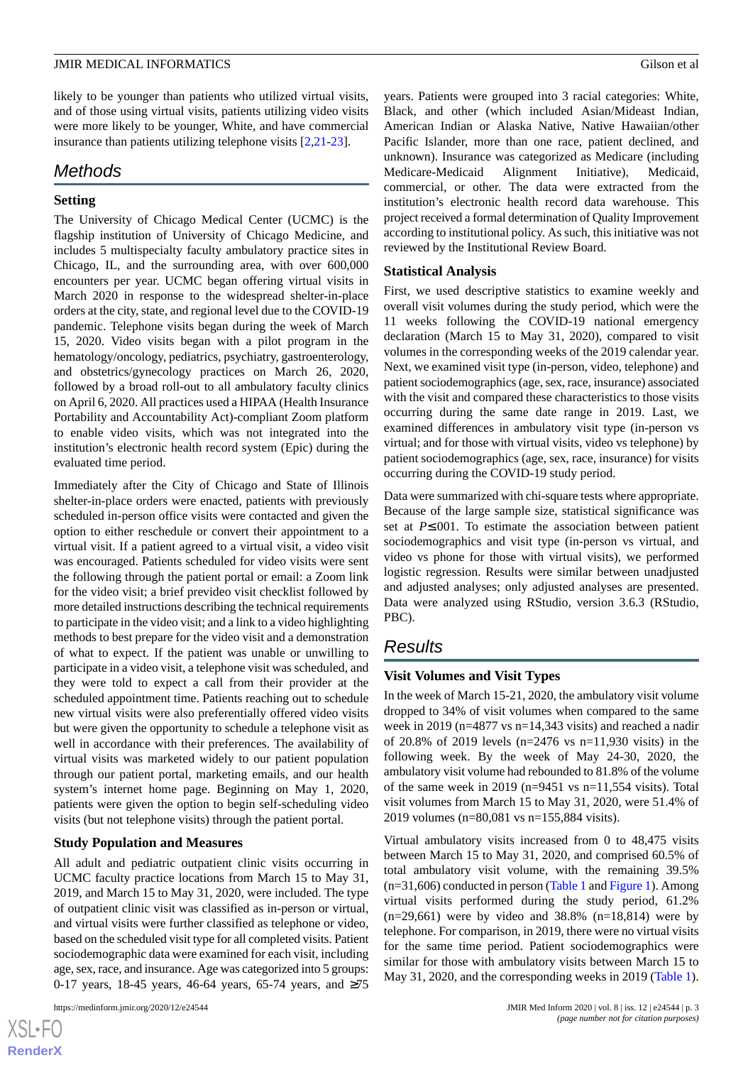likely to be younger than patients who utilized virtual visits, and of those using virtual visits, patients utilizing video visits were more likely to be younger, White, and have commercial insurance than patients utilizing telephone visits [2,21-23].

## Methods

### Setting

The University of Chicago Medical Center (UCMC) is the flagship institution of University of Chicago Medicine, and includes 5 multispecialty faculty ambulatory practice sites in Chicago, IL, and the surrounding area, with over 600,000 encounters per year. UCMC began offering virtual visits in March 2020 in response to the widespread shelter-in-place orders at the city, state, and regional level due to the COVID-19 pandemic. Telephone visits began during the week of March 15, 2020. Video visits began with a pilot program in the hematology/oncology, pediatrics, psychiatry, gastroenterology, and obstetrics/gynecology practices on March 26, 2020, followed by a broad roll-out to all ambulatory faculty clinics on April 6, 2020. All practices used a HIPAA (Health Insurance Portability and Accountability Act)-compliant Zoom platform to enable video visits, which was not integrated into the institution's electronic health record system (Epic) during the evaluated time period.

Immediately after the City of Chicago and State of Illinois shelter-in-place orders were enacted, patients with previously scheduled in-person office visits were contacted and given the option to either reschedule or convert their appointment to a virtual visit. If a patient agreed to a virtual visit, a video visit was encouraged. Patients scheduled for video visits were sent the following through the patient portal or email: a Zoom link for the video visit; a brief prevideo visit checklist followed by more detailed instructions describing the technical requirements to participate in the video visit; and a link to a video highlighting methods to best prepare for the video visit and a demonstration of what to expect. If the patient was unable or unwilling to participate in a video visit, a telephone visit was scheduled, and they were told to expect a call from their provider at the scheduled appointment time. Patients reaching out to schedule new virtual visits were also preferentially offered video visits but were given the opportunity to schedule a telephone visit as well in accordance with their preferences. The availability of virtual visits was marketed widely to our patient population through our patient portal, marketing emails, and our health system's internet home page. Beginning on May 1, 2020, patients were given the option to begin self-scheduling video visits (but not telephone visits) through the patient portal.

### Study Population and Measures

All adult and pediatric outpatient clinic visits occurring in UCMC faculty practice locations from March 15 to May 31, 2019, and March 15 to May 31, 2020, were included. The type of outpatient clinic visit was classified as in-person or virtual, and virtual visits were further classified as telephone or video, based on the scheduled visit type for all completed visits. Patient sociodemographic data were examined for each visit, including age, sex, race, and insurance. Age was categorized into 5 groups: 0-17 years, 18-45 years, 46-64 years, 65-74 years, and ≥75 years. Patients were grouped into 3 racial categories: White, Black, and other (which included Asian/Mideast Indian, American Indian or Alaska Native, Native Hawaiian/other Pacific Islander, more than one race, patient declined, and unknown). Insurance was categorized as Medicare (including Medicare-Medicaid Alignment Initiative), Medicaid, commercial, or other. The data were extracted from the institution's electronic health record data warehouse. This project received a formal determination of Quality Improvement according to institutional policy. As such, this initiative was not reviewed by the Institutional Review Board.

### Statistical Analysis

First, we used descriptive statistics to examine weekly and overall visit volumes during the study period, which were the 11 weeks following the COVID-19 national emergency declaration (March 15 to May 31, 2020), compared to visit volumes in the corresponding weeks of the 2019 calendar year. Next, we examined visit type (in-person, video, telephone) and patient sociodemographics (age, sex, race, insurance) associated with the visit and compared these characteristics to those visits occurring during the same date range in 2019. Last, we examined differences in ambulatory visit type (in-person vs virtual; and for those with virtual visits, video vs telephone) by patient sociodemographics (age, sex, race, insurance) for visits occurring during the COVID-19 study period.

Data were summarized with chi-square tests where appropriate. Because of the large sample size, statistical significance was set at $P \leq .001$. To estimate the association between patient sociodemographics and visit type (in-person vs virtual, and video vs phone for those with virtual visits), we performed logistic regression. Results were similar between unadjusted and adjusted analyses; only adjusted analyses are presented. Data were analyzed using RStudio, version 3.6.3 (RStudio, PBC).

## Results

### Visit Volumes and Visit Types

In the week of March 15-21, 2020, the ambulatory visit volume dropped to 34% of visit volumes when compared to the same week in 2019 (n=4877 vs n=14,343 visits) and reached a nadir of 20.8% of 2019 levels (n=2476 vs n=11,930 visits) in the following week. By the week of May 24-30, 2020, the ambulatory visit volume had rebounded to 81.8% of the volume of the same week in 2019 (n=9451 vs n=11,554 visits). Total visit volumes from March 15 to May 31, 2020, were 51.4% of 2019 volumes (n=80,081 vs n=155,884 visits).

Virtual ambulatory visits increased from 0 to 48,475 visits between March 15 to May 31, 2020, and comprised 60.5% of total ambulatory visit volume, with the remaining 39.5% (n=31,606) conducted in person (Table 1 and Figure 1). Among virtual visits performed during the study period, 61.2% (n=29,661) were by video and 38.8% (n=18,814) were by telephone. For comparison, in 2019, there were no virtual visits for the same time period. Patient sociodemographics were similar for those with ambulatory visits between March 15 to May 31, 2020, and the corresponding weeks in 2019 (Table 1).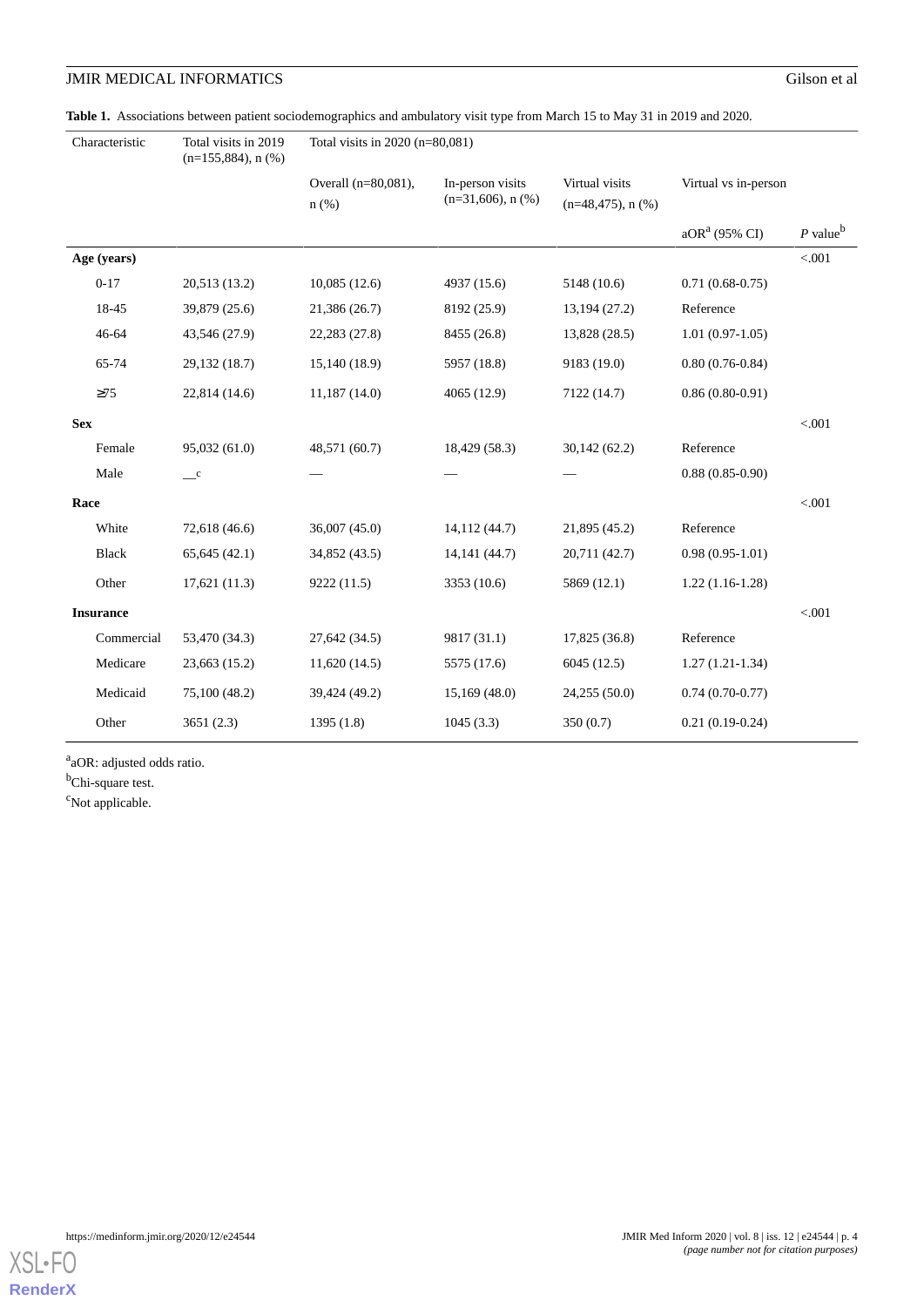**Table 1.** Associations between patient sociodemographics and ambulatory visit type from March 15 to May 31 in 2019 and 2020.

| Characteristic | Total visits in 2019 (n=155,884), n (%) | Total visits in 2020 (n=80,081) | | | | |
|---|---|---|---|---|---|---|
| | | Overall (n=80,081), n (%) | In-person visits (n=31,606), n (%) | Virtual visits (n=48,475), n (%) | Virtual vs in-person | |
| | | | | | aOR[a] (95% CI) | *P* value[b] |
| **Age (years)** | | | | | | <.001 |
| 0-17 | 20,513 (13.2) | 10,085 (12.6) | 4937 (15.6) | 5148 (10.6) | 0.71 (0.68-0.75) | |
| 18-45 | 39,879 (25.6) | 21,386 (26.7) | 8192 (25.9) | 13,194 (27.2) | Reference | |
| 46-64 | 43,546 (27.9) | 22,283 (27.8) | 8455 (26.8) | 13,828 (28.5) | 1.01 (0.97-1.05) | |
| 65-74 | 29,132 (18.7) | 15,140 (18.9) | 5957 (18.8) | 9183 (19.0) | 0.80 (0.76-0.84) | |
| ≥75 | 22,814 (14.6) | 11,187 (14.0) | 4065 (12.9) | 7122 (14.7) | 0.86 (0.80-0.91) | |
| **Sex** | | | | | | <.001 |
| Female | 95,032 (61.0) | 48,571 (60.7) | 18,429 (58.3) | 30,142 (62.2) | Reference | |
| Male | —[c] | — | — | — | 0.88 (0.85-0.90) | |
| **Race** | | | | | | <.001 |
| White | 72,618 (46.6) | 36,007 (45.0) | 14,112 (44.7) | 21,895 (45.2) | Reference | |
| Black | 65,645 (42.1) | 34,852 (43.5) | 14,141 (44.7) | 20,711 (42.7) | 0.98 (0.95-1.01) | |
| Other | 17,621 (11.3) | 9222 (11.5) | 3353 (10.6) | 5869 (12.1) | 1.22 (1.16-1.28) | |
| **Insurance** | | | | | | <.001 |
| Commercial | 53,470 (34.3) | 27,642 (34.5) | 9817 (31.1) | 17,825 (36.8) | Reference | |
| Medicare | 23,663 (15.2) | 11,620 (14.5) | 5575 (17.6) | 6045 (12.5) | 1.27 (1.21-1.34) | |
| Medicaid | 75,100 (48.2) | 39,424 (49.2) | 15,169 (48.0) | 24,255 (50.0) | 0.74 (0.70-0.77) | |
| Other | 3651 (2.3) | 1395 (1.8) | 1045 (3.3) | 350 (0.7) | 0.21 (0.19-0.24) | |

[a]aOR: adjusted odds ratio.

[b]Chi-square test.

[c]Not applicable.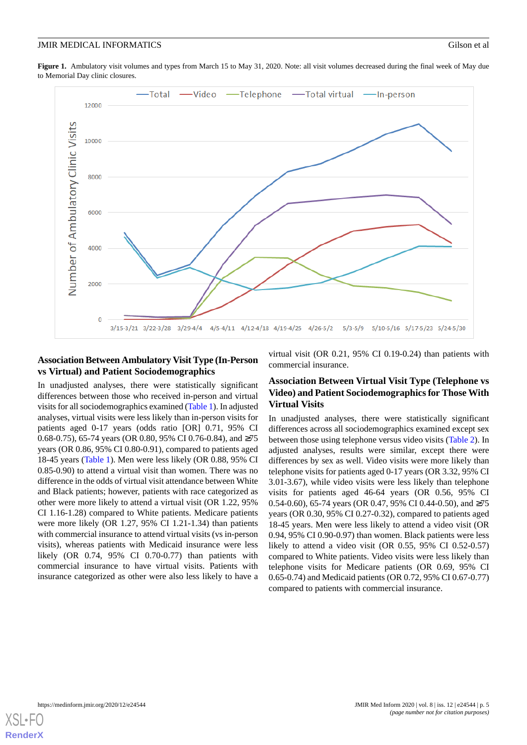**Figure 1.** Ambulatory visit volumes and types from March 15 to May 31, 2020. Note: all visit volumes decreased during the final week of May due to Memorial Day clinic closures.

### Association Between Ambulatory Visit Type (In-Person vs Virtual) and Patient Sociodemographics

In unadjusted analyses, there were statistically significant differences between those who received in-person and virtual visits for all sociodemographics examined (Table 1). In adjusted analyses, virtual visits were less likely than in-person visits for patients aged 0-17 years (odds ratio [OR] 0.71, 95% CI 0.68-0.75), 65-74 years (OR 0.80, 95% CI 0.76-0.84), and ≥75 years (OR 0.86, 95% CI 0.80-0.91), compared to patients aged 18-45 years (Table 1). Men were less likely (OR 0.88, 95% CI 0.85-0.90) to attend a virtual visit than women. There was no difference in the odds of virtual visit attendance between White and Black patients; however, patients with race categorized as other were more likely to attend a virtual visit (OR 1.22, 95% CI 1.16-1.28) compared to White patients. Medicare patients were more likely (OR 1.27, 95% CI 1.21-1.34) than patients with commercial insurance to attend virtual visits (vs in-person visits), whereas patients with Medicaid insurance were less likely (OR 0.74, 95% CI 0.70-0.77) than patients with commercial insurance to have virtual visits. Patients with insurance categorized as other were also less likely to have a virtual visit (OR 0.21, 95% CI 0.19-0.24) than patients with commercial insurance.

### Association Between Virtual Visit Type (Telephone vs Video) and Patient Sociodemographics for Those With Virtual Visits

In unadjusted analyses, there were statistically significant differences across all sociodemographics examined except sex between those using telephone versus video visits (Table 2). In adjusted analyses, results were similar, except there were differences by sex as well. Video visits were more likely than telephone visits for patients aged 0-17 years (OR 3.32, 95% CI 3.01-3.67), while video visits were less likely than telephone visits for patients aged 46-64 years (OR 0.56, 95% CI 0.54-0.60), 65-74 years (OR 0.47, 95% CI 0.44-0.50), and ≥75 years (OR 0.30, 95% CI 0.27-0.32), compared to patients aged 18-45 years. Men were less likely to attend a video visit (OR 0.94, 95% CI 0.90-0.97) than women. Black patients were less likely to attend a video visit (OR 0.55, 95% CI 0.52-0.57) compared to White patients. Video visits were less likely than telephone visits for Medicare patients (OR 0.69, 95% CI 0.65-0.74) and Medicaid patients (OR 0.72, 95% CI 0.67-0.77) compared to patients with commercial insurance.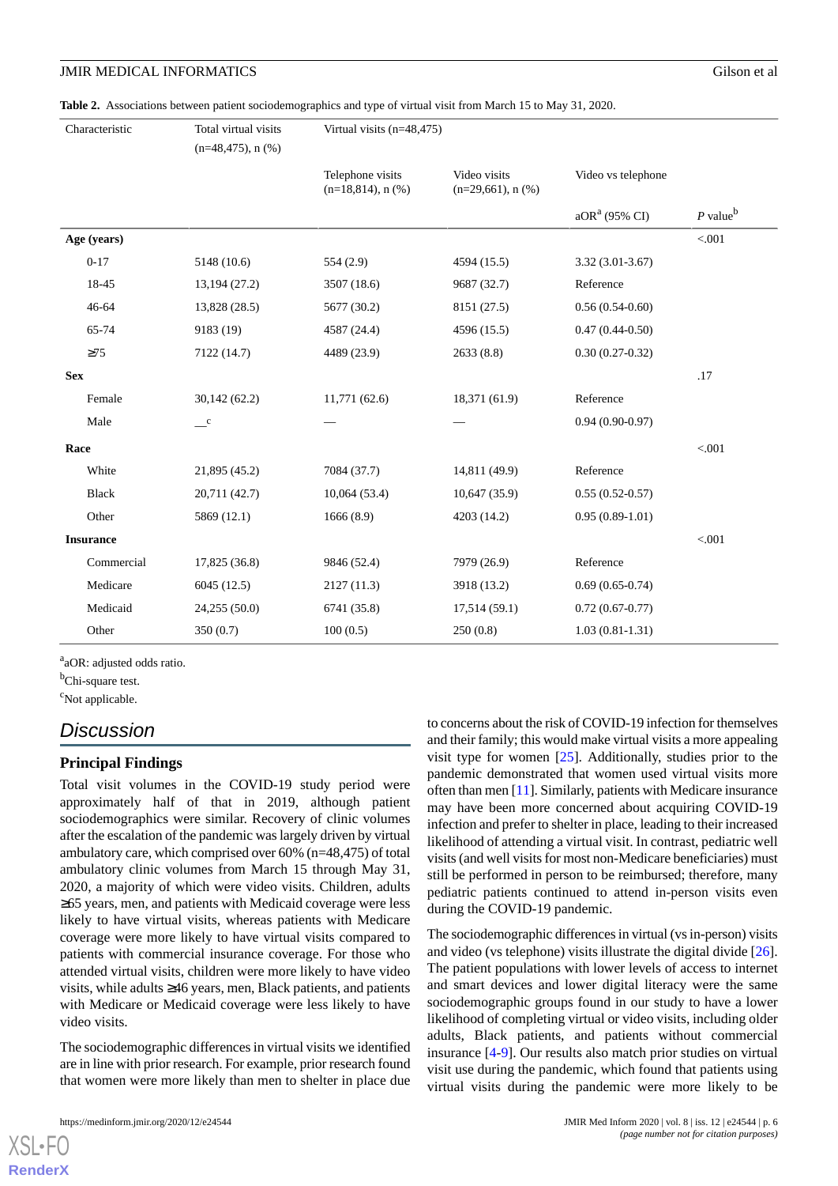**Table 2.** Associations between patient sociodemographics and type of virtual visit from March 15 to May 31, 2020.

| Characteristic | Total virtual visits (n=48,475), n (%) | Virtual visits (n=48,475) | | | |
|---|---|---|---|---|---|
| | | Telephone visits (n=18,814), n (%) | Video visits (n=29,661), n (%) | Video vs telephone | |
| | | | | aOR[a] (95% CI) | *P* value[b] |
| **Age (years)** | | | | | <.001 |
| 0-17 | 5148 (10.6) | 554 (2.9) | 4594 (15.5) | 3.32 (3.01-3.67) | |
| 18-45 | 13,194 (27.2) | 3507 (18.6) | 9687 (32.7) | Reference | |
| 46-64 | 13,828 (28.5) | 5677 (30.2) | 8151 (27.5) | 0.56 (0.54-0.60) | |
| 65-74 | 9183 (19) | 4587 (24.4) | 4596 (15.5) | 0.47 (0.44-0.50) | |
| ≥75 | 7122 (14.7) | 4489 (23.9) | 2633 (8.8) | 0.30 (0.27-0.32) | |
| **Sex** | | | | | .17 |
| Female | 30,142 (62.2) | 11,771 (62.6) | 18,371 (61.9) | Reference | |
| Male | —[c] | — | — | 0.94 (0.90-0.97) | |
| **Race** | | | | | <.001 |
| White | 21,895 (45.2) | 7084 (37.7) | 14,811 (49.9) | Reference | |
| Black | 20,711 (42.7) | 10,064 (53.4) | 10,647 (35.9) | 0.55 (0.52-0.57) | |
| Other | 5869 (12.1) | 1666 (8.9) | 4203 (14.2) | 0.95 (0.89-1.01) | |
| **Insurance** | | | | | <.001 |
| Commercial | 17,825 (36.8) | 9846 (52.4) | 7979 (26.9) | Reference | |
| Medicare | 6045 (12.5) | 2127 (11.3) | 3918 (13.2) | 0.69 (0.65-0.74) | |
| Medicaid | 24,255 (50.0) | 6741 (35.8) | 17,514 (59.1) | 0.72 (0.67-0.77) | |
| Other | 350 (0.7) | 100 (0.5) | 250 (0.8) | 1.03 (0.81-1.31) | |

[a]aOR: adjusted odds ratio.

[b]Chi-square test.

[c]Not applicable.

## Discussion

### Principal Findings

Total visit volumes in the COVID-19 study period were approximately half of that in 2019, although patient sociodemographics were similar. Recovery of clinic volumes after the escalation of the pandemic was largely driven by virtual ambulatory care, which comprised over 60% (n=48,475) of total ambulatory clinic volumes from March 15 through May 31, 2020, a majority of which were video visits. Children, adults ≥65 years, men, and patients with Medicaid coverage were less likely to have virtual visits, whereas patients with Medicare coverage were more likely to have virtual visits compared to patients with commercial insurance coverage. For those who attended virtual visits, children were more likely to have video visits, while adults ≥46 years, men, Black patients, and patients with Medicare or Medicaid coverage were less likely to have video visits.

The sociodemographic differences in virtual visits we identified are in line with prior research. For example, prior research found that women were more likely than men to shelter in place due to concerns about the risk of COVID-19 infection for themselves and their family; this would make virtual visits a more appealing visit type for women [25]. Additionally, studies prior to the pandemic demonstrated that women used virtual visits more often than men [11]. Similarly, patients with Medicare insurance may have been more concerned about acquiring COVID-19 infection and prefer to shelter in place, leading to their increased likelihood of attending a virtual visit. In contrast, pediatric well visits (and well visits for most non-Medicare beneficiaries) must still be performed in person to be reimbursed; therefore, many pediatric patients continued to attend in-person visits even during the COVID-19 pandemic.

The sociodemographic differences in virtual (vs in-person) visits and video (vs telephone) visits illustrate the digital divide [26]. The patient populations with lower levels of access to internet and smart devices and lower digital literacy were the same sociodemographic groups found in our study to have a lower likelihood of completing virtual or video visits, including older adults, Black patients, and patients without commercial insurance [4-9]. Our results also match prior studies on virtual visit use during the pandemic, which found that patients using virtual visits during the pandemic were more likely to be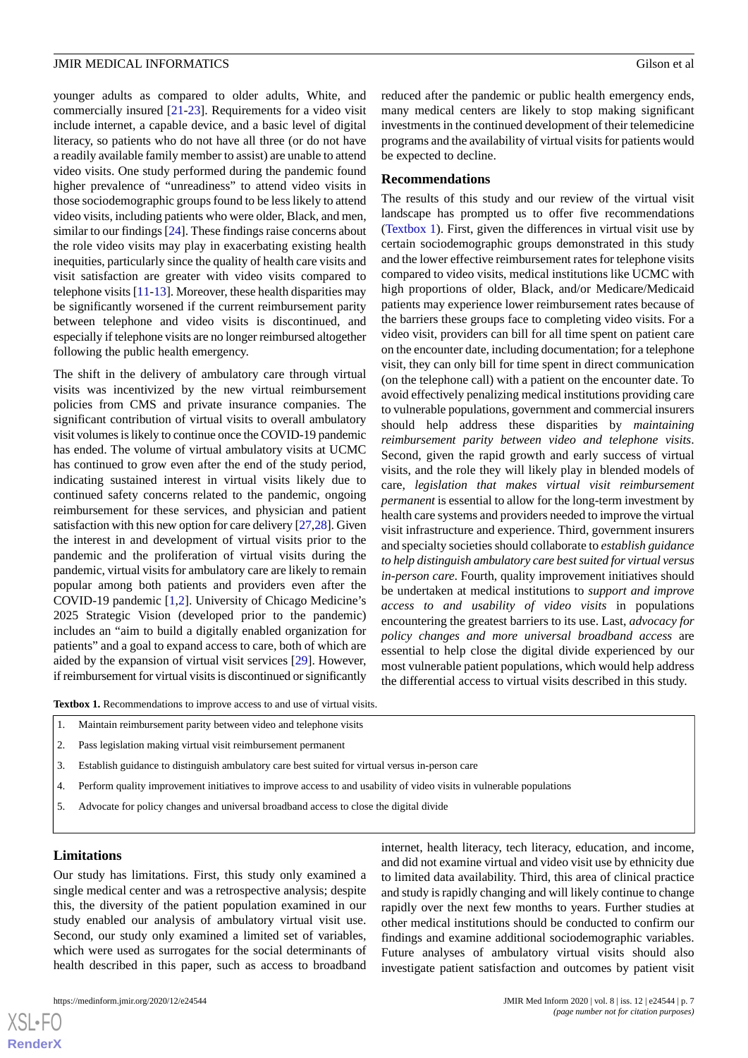younger adults as compared to older adults, White, and commercially insured [21-23]. Requirements for a video visit include internet, a capable device, and a basic level of digital literacy, so patients who do not have all three (or do not have a readily available family member to assist) are unable to attend video visits. One study performed during the pandemic found higher prevalence of "unreadiness" to attend video visits in those sociodemographic groups found to be less likely to attend video visits, including patients who were older, Black, and men, similar to our findings [24]. These findings raise concerns about the role video visits may play in exacerbating existing health inequities, particularly since the quality of health care visits and visit satisfaction are greater with video visits compared to telephone visits [11-13]. Moreover, these health disparities may be significantly worsened if the current reimbursement parity between telephone and video visits is discontinued, and especially if telephone visits are no longer reimbursed altogether following the public health emergency.

The shift in the delivery of ambulatory care through virtual visits was incentivized by the new virtual reimbursement policies from CMS and private insurance companies. The significant contribution of virtual visits to overall ambulatory visit volumes is likely to continue once the COVID-19 pandemic has ended. The volume of virtual ambulatory visits at UCMC has continued to grow even after the end of the study period, indicating sustained interest in virtual visits likely due to continued safety concerns related to the pandemic, ongoing reimbursement for these services, and physician and patient satisfaction with this new option for care delivery [27,28]. Given the interest in and development of virtual visits prior to the pandemic and the proliferation of virtual visits during the pandemic, virtual visits for ambulatory care are likely to remain popular among both patients and providers even after the COVID-19 pandemic [1,2]. University of Chicago Medicine's 2025 Strategic Vision (developed prior to the pandemic) includes an "aim to build a digitally enabled organization for patients" and a goal to expand access to care, both of which are aided by the expansion of virtual visit services [29]. However, if reimbursement for virtual visits is discontinued or significantly reduced after the pandemic or public health emergency ends, many medical centers are likely to stop making significant investments in the continued development of their telemedicine programs and the availability of virtual visits for patients would be expected to decline.

## Recommendations

The results of this study and our review of the virtual visit landscape has prompted us to offer five recommendations (Textbox 1). First, given the differences in virtual visit use by certain sociodemographic groups demonstrated in this study and the lower effective reimbursement rates for telephone visits compared to video visits, medical institutions like UCMC with high proportions of older, Black, and/or Medicare/Medicaid patients may experience lower reimbursement rates because of the barriers these groups face to completing video visits. For a video visit, providers can bill for all time spent on patient care on the encounter date, including documentation; for a telephone visit, they can only bill for time spent in direct communication (on the telephone call) with a patient on the encounter date. To avoid effectively penalizing medical institutions providing care to vulnerable populations, government and commercial insurers should help address these disparities by *maintaining reimbursement parity between video and telephone visits*. Second, given the rapid growth and early success of virtual visits, and the role they will likely play in blended models of care, *legislation that makes virtual visit reimbursement permanent* is essential to allow for the long-term investment by health care systems and providers needed to improve the virtual visit infrastructure and experience. Third, government insurers and specialty societies should collaborate to *establish guidance to help distinguish ambulatory care best suited for virtual versus in-person care*. Fourth, quality improvement initiatives should be undertaken at medical institutions to *support and improve access to and usability of video visits* in populations encountering the greatest barriers to its use. Last, *advocacy for policy changes and more universal broadband access* are essential to help close the digital divide experienced by our most vulnerable patient populations, which would help address the differential access to virtual visits described in this study.

**Textbox 1.** Recommendations to improve access to and use of virtual visits.

1. Maintain reimbursement parity between video and telephone visits
2. Pass legislation making virtual visit reimbursement permanent
3. Establish guidance to distinguish ambulatory care best suited for virtual versus in-person care
4. Perform quality improvement initiatives to improve access to and usability of video visits in vulnerable populations
5. Advocate for policy changes and universal broadband access to close the digital divide

## Limitations

Our study has limitations. First, this study only examined a single medical center and was a retrospective analysis; despite this, the diversity of the patient population examined in our study enabled our analysis of ambulatory virtual visit use. Second, our study only examined a limited set of variables, which were used as surrogates for the social determinants of health described in this paper, such as access to broadband internet, health literacy, tech literacy, education, and income, and did not examine virtual and video visit use by ethnicity due to limited data availability. Third, this area of clinical practice and study is rapidly changing and will likely continue to change rapidly over the next few months to years. Further studies at other medical institutions should be conducted to confirm our findings and examine additional sociodemographic variables. Future analyses of ambulatory virtual visits should also investigate patient satisfaction and outcomes by patient visit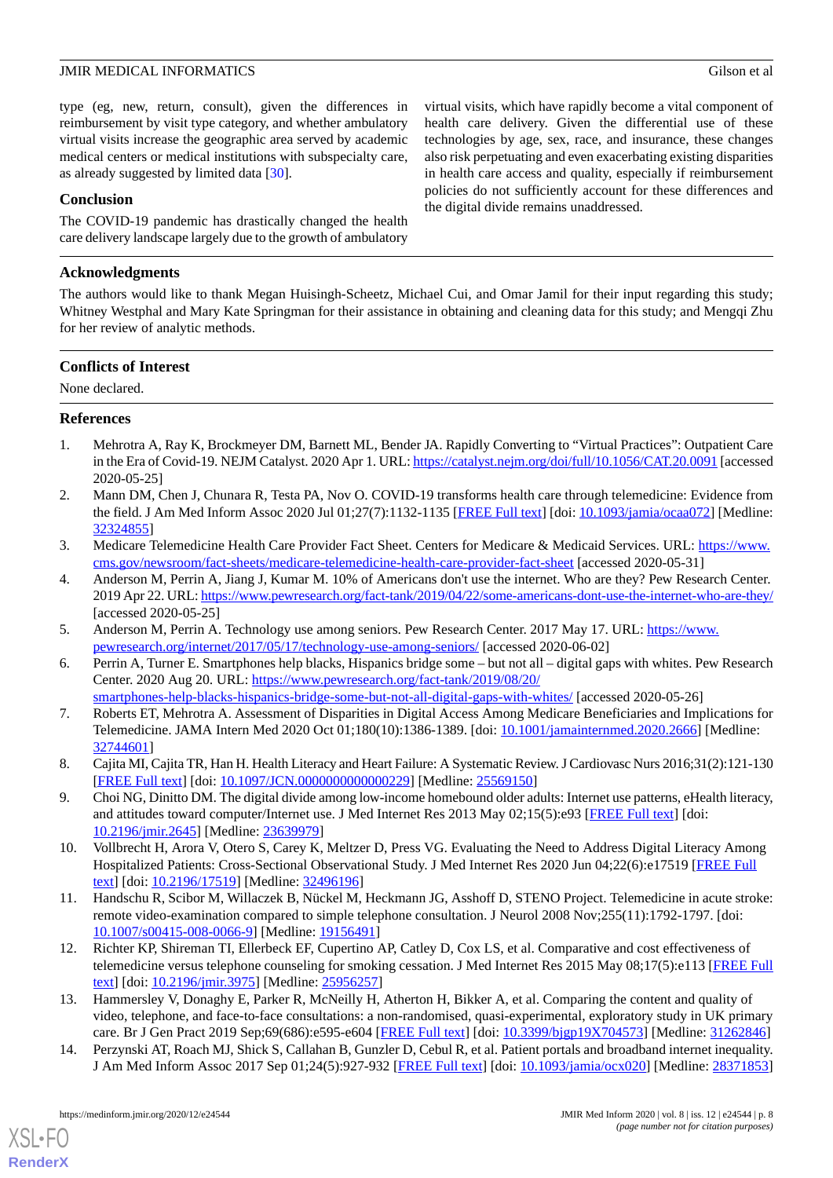type (eg, new, return, consult), given the differences in reimbursement by visit type category, and whether ambulatory virtual visits increase the geographic area served by academic medical centers or medical institutions with subspecialty care, as already suggested by limited data [30].

### Conclusion

The COVID-19 pandemic has drastically changed the health care delivery landscape largely due to the growth of ambulatory virtual visits, which have rapidly become a vital component of health care delivery. Given the differential use of these technologies by age, sex, race, and insurance, these changes also risk perpetuating and even exacerbating existing disparities in health care access and quality, especially if reimbursement policies do not sufficiently account for these differences and the digital divide remains unaddressed.

## Acknowledgments

The authors would like to thank Megan Huisingh-Scheetz, Michael Cui, and Omar Jamil for their input regarding this study; Whitney Westphal and Mary Kate Springman for their assistance in obtaining and cleaning data for this study; and Mengqi Zhu for her review of analytic methods.

## Conflicts of Interest

None declared.

## References

1. Mehrotra A, Ray K, Brockmeyer DM, Barnett ML, Bender JA. Rapidly Converting to “Virtual Practices”: Outpatient Care in the Era of Covid-19. NEJM Catalyst. 2020 Apr 1. URL: https://catalyst.nejm.org/doi/full/10.1056/CAT.20.0091 [accessed 2020-05-25]
2. Mann DM, Chen J, Chunara R, Testa PA, Nov O. COVID-19 transforms health care through telemedicine: Evidence from the field. J Am Med Inform Assoc 2020 Jul 01;27(7):1132-1135 [FREE Full text] [doi: 10.1093/jamia/ocaa072] [Medline: 32324855]
3. Medicare Telemedicine Health Care Provider Fact Sheet. Centers for Medicare & Medicaid Services. URL: https://www.cms.gov/newsroom/fact-sheets/medicare-telemedicine-health-care-provider-fact-sheet [accessed 2020-05-31]
4. Anderson M, Perrin A, Jiang J, Kumar M. 10% of Americans don't use the internet. Who are they? Pew Research Center. 2019 Apr 22. URL: https://www.pewresearch.org/fact-tank/2019/04/22/some-americans-dont-use-the-internet-who-are-they/ [accessed 2020-05-25]
5. Anderson M, Perrin A. Technology use among seniors. Pew Research Center. 2017 May 17. URL: https://www.pewresearch.org/internet/2017/05/17/technology-use-among-seniors/ [accessed 2020-06-02]
6. Perrin A, Turner E. Smartphones help blacks, Hispanics bridge some – but not all – digital gaps with whites. Pew Research Center. 2020 Aug 20. URL: https://www.pewresearch.org/fact-tank/2019/08/20/smartphones-help-blacks-hispanics-bridge-some-but-not-all-digital-gaps-with-whites/ [accessed 2020-05-26]
7. Roberts ET, Mehrotra A. Assessment of Disparities in Digital Access Among Medicare Beneficiaries and Implications for Telemedicine. JAMA Intern Med 2020 Oct 01;180(10):1386-1389. [doi: 10.1001/jamainternmed.2020.2666] [Medline: 32744601]
8. Cajita MI, Cajita TR, Han H. Health Literacy and Heart Failure: A Systematic Review. J Cardiovasc Nurs 2016;31(2):121-130 [FREE Full text] [doi: 10.1097/JCN.0000000000000229] [Medline: 25569150]
9. Choi NG, Dinitto DM. The digital divide among low-income homebound older adults: Internet use patterns, eHealth literacy, and attitudes toward computer/Internet use. J Med Internet Res 2013 May 02;15(5):e93 [FREE Full text] [doi: 10.2196/jmir.2645] [Medline: 23639979]
10. Vollbrecht H, Arora V, Otero S, Carey K, Meltzer D, Press VG. Evaluating the Need to Address Digital Literacy Among Hospitalized Patients: Cross-Sectional Observational Study. J Med Internet Res 2020 Jun 04;22(6):e17519 [FREE Full text] [doi: 10.2196/17519] [Medline: 32496196]
11. Handschu R, Scibor M, Willaczek B, Nückel M, Heckmann JG, Asshoff D, STENO Project. Telemedicine in acute stroke: remote video-examination compared to simple telephone consultation. J Neurol 2008 Nov;255(11):1792-1797. [doi: 10.1007/s00415-008-0066-9] [Medline: 19156491]
12. Richter KP, Shireman TI, Ellerbeck EF, Cupertino AP, Catley D, Cox LS, et al. Comparative and cost effectiveness of telemedicine versus telephone counseling for smoking cessation. J Med Internet Res 2015 May 08;17(5):e113 [FREE Full text] [doi: 10.2196/jmir.3975] [Medline: 25956257]
13. Hammersley V, Donaghy E, Parker R, McNeilly H, Atherton H, Bikker A, et al. Comparing the content and quality of video, telephone, and face-to-face consultations: a non-randomised, quasi-experimental, exploratory study in UK primary care. Br J Gen Pract 2019 Sep;69(686):e595-e604 [FREE Full text] [doi: 10.3399/bjgp19X704573] [Medline: 31262846]
14. Perzynski AT, Roach MJ, Shick S, Callahan B, Gunzler D, Cebul R, et al. Patient portals and broadband internet inequality. J Am Med Inform Assoc 2017 Sep 01;24(5):927-932 [FREE Full text] [doi: 10.1093/jamia/ocx020] [Medline: 28371853]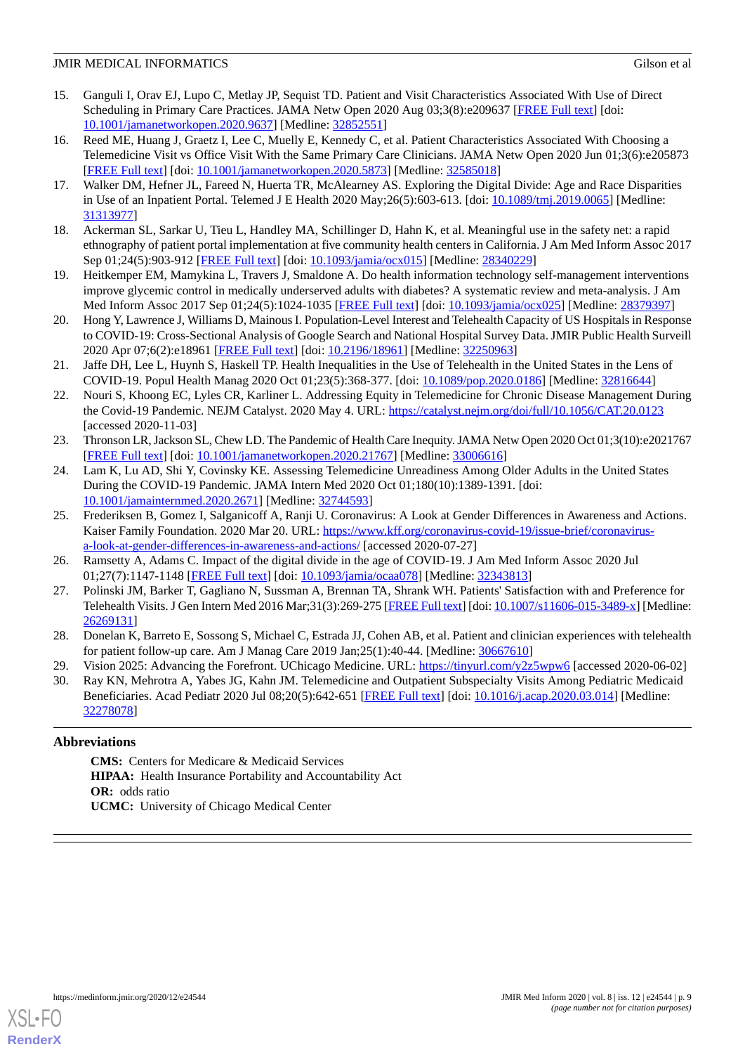15. Ganguli I, Orav EJ, Lupo C, Metlay JP, Sequist TD. Patient and Visit Characteristics Associated With Use of Direct Scheduling in Primary Care Practices. JAMA Netw Open 2020 Aug 03;3(8):e209637 [FREE Full text] [doi: 10.1001/jamanetworkopen.2020.9637] [Medline: 32852551]
16. Reed ME, Huang J, Graetz I, Lee C, Muelly E, Kennedy C, et al. Patient Characteristics Associated With Choosing a Telemedicine Visit vs Office Visit With the Same Primary Care Clinicians. JAMA Netw Open 2020 Jun 01;3(6):e205873 [FREE Full text] [doi: 10.1001/jamanetworkopen.2020.5873] [Medline: 32585018]
17. Walker DM, Hefner JL, Fareed N, Huerta TR, McAlearney AS. Exploring the Digital Divide: Age and Race Disparities in Use of an Inpatient Portal. Telemed J E Health 2020 May;26(5):603-613. [doi: 10.1089/tmj.2019.0065] [Medline: 31313977]
18. Ackerman SL, Sarkar U, Tieu L, Handley MA, Schillinger D, Hahn K, et al. Meaningful use in the safety net: a rapid ethnography of patient portal implementation at five community health centers in California. J Am Med Inform Assoc 2017 Sep 01;24(5):903-912 [FREE Full text] [doi: 10.1093/jamia/ocx015] [Medline: 28340229]
19. Heitkemper EM, Mamykina L, Travers J, Smaldone A. Do health information technology self-management interventions improve glycemic control in medically underserved adults with diabetes? A systematic review and meta-analysis. J Am Med Inform Assoc 2017 Sep 01;24(5):1024-1035 [FREE Full text] [doi: 10.1093/jamia/ocx025] [Medline: 28379397]
20. Hong Y, Lawrence J, Williams D, Mainous I. Population-Level Interest and Telehealth Capacity of US Hospitals in Response to COVID-19: Cross-Sectional Analysis of Google Search and National Hospital Survey Data. JMIR Public Health Surveill 2020 Apr 07;6(2):e18961 [FREE Full text] [doi: 10.2196/18961] [Medline: 32250963]
21. Jaffe DH, Lee L, Huynh S, Haskell TP. Health Inequalities in the Use of Telehealth in the United States in the Lens of COVID-19. Popul Health Manag 2020 Oct 01;23(5):368-377. [doi: 10.1089/pop.2020.0186] [Medline: 32816644]
22. Nouri S, Khoong EC, Lyles CR, Karliner L. Addressing Equity in Telemedicine for Chronic Disease Management During the Covid-19 Pandemic. NEJM Catalyst. 2020 May 4. URL: https://catalyst.nejm.org/doi/full/10.1056/CAT.20.0123 [accessed 2020-11-03]
23. Thronson LR, Jackson SL, Chew LD. The Pandemic of Health Care Inequity. JAMA Netw Open 2020 Oct 01;3(10):e2021767 [FREE Full text] [doi: 10.1001/jamanetworkopen.2020.21767] [Medline: 33006616]
24. Lam K, Lu AD, Shi Y, Covinsky KE. Assessing Telemedicine Unreadiness Among Older Adults in the United States During the COVID-19 Pandemic. JAMA Intern Med 2020 Oct 01;180(10):1389-1391. [doi: 10.1001/jamainternmed.2020.2671] [Medline: 32744593]
25. Frederiksen B, Gomez I, Salganicoff A, Ranji U. Coronavirus: A Look at Gender Differences in Awareness and Actions. Kaiser Family Foundation. 2020 Mar 20. URL: https://www.kff.org/coronavirus-covid-19/issue-brief/coronavirus-a-look-at-gender-differences-in-awareness-and-actions/ [accessed 2020-07-27]
26. Ramsetty A, Adams C. Impact of the digital divide in the age of COVID-19. J Am Med Inform Assoc 2020 Jul 01;27(7):1147-1148 [FREE Full text] [doi: 10.1093/jamia/ocaa078] [Medline: 32343813]
27. Polinski JM, Barker T, Gagliano N, Sussman A, Brennan TA, Shrank WH. Patients' Satisfaction with and Preference for Telehealth Visits. J Gen Intern Med 2016 Mar;31(3):269-275 [FREE Full text] [doi: 10.1007/s11606-015-3489-x] [Medline: 26269131]
28. Donelan K, Barreto E, Sossong S, Michael C, Estrada JJ, Cohen AB, et al. Patient and clinician experiences with telehealth for patient follow-up care. Am J Manag Care 2019 Jan;25(1):40-44. [Medline: 30667610]
29. Vision 2025: Advancing the Forefront. UChicago Medicine. URL: https://tinyurl.com/y2z5wpw6 [accessed 2020-06-02]
30. Ray KN, Mehrotra A, Yabes JG, Kahn JM. Telemedicine and Outpatient Subspecialty Visits Among Pediatric Medicaid Beneficiaries. Acad Pediatr 2020 Jul 08;20(5):642-651 [FREE Full text] [doi: 10.1016/j.acap.2020.03.014] [Medline: 32278078]

## Abbreviations

**CMS:** Centers for Medicare & Medicaid Services
**HIPAA:** Health Insurance Portability and Accountability Act
**OR:** odds ratio
**UCMC:** University of Chicago Medical Center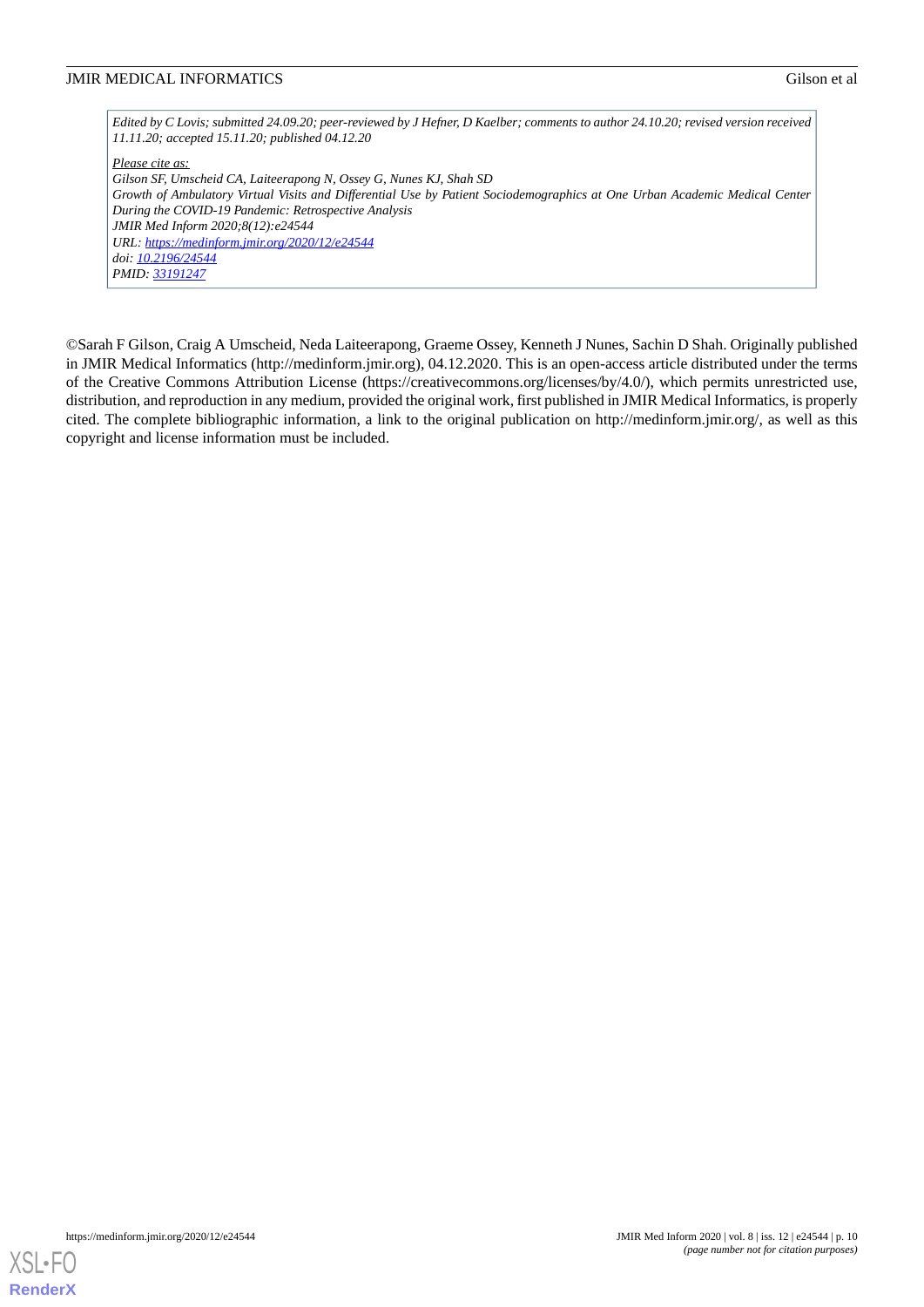*Edited by C Lovis; submitted 24.09.20; peer-reviewed by J Hefner, D Kaelber; comments to author 24.10.20; revised version received 11.11.20; accepted 15.11.20; published 04.12.20*

*Please cite as:*
*Gilson SF, Umscheid CA, Laiteerapong N, Ossey G, Nunes KJ, Shah SD*
*Growth of Ambulatory Virtual Visits and Differential Use by Patient Sociodemographics at One Urban Academic Medical Center During the COVID-19 Pandemic: Retrospective Analysis*
*JMIR Med Inform 2020;8(12):e24544*
*URL: https://medinform.jmir.org/2020/12/e24544*
*doi: 10.2196/24544*
*PMID: 33191247*

©Sarah F Gilson, Craig A Umscheid, Neda Laiteerapong, Graeme Ossey, Kenneth J Nunes, Sachin D Shah. Originally published in JMIR Medical Informatics (http://medinform.jmir.org), 04.12.2020. This is an open-access article distributed under the terms of the Creative Commons Attribution License (https://creativecommons.org/licenses/by/4.0/), which permits unrestricted use, distribution, and reproduction in any medium, provided the original work, first published in JMIR Medical Informatics, is properly cited. The complete bibliographic information, a link to the original publication on http://medinform.jmir.org/, as well as this copyright and license information must be included.